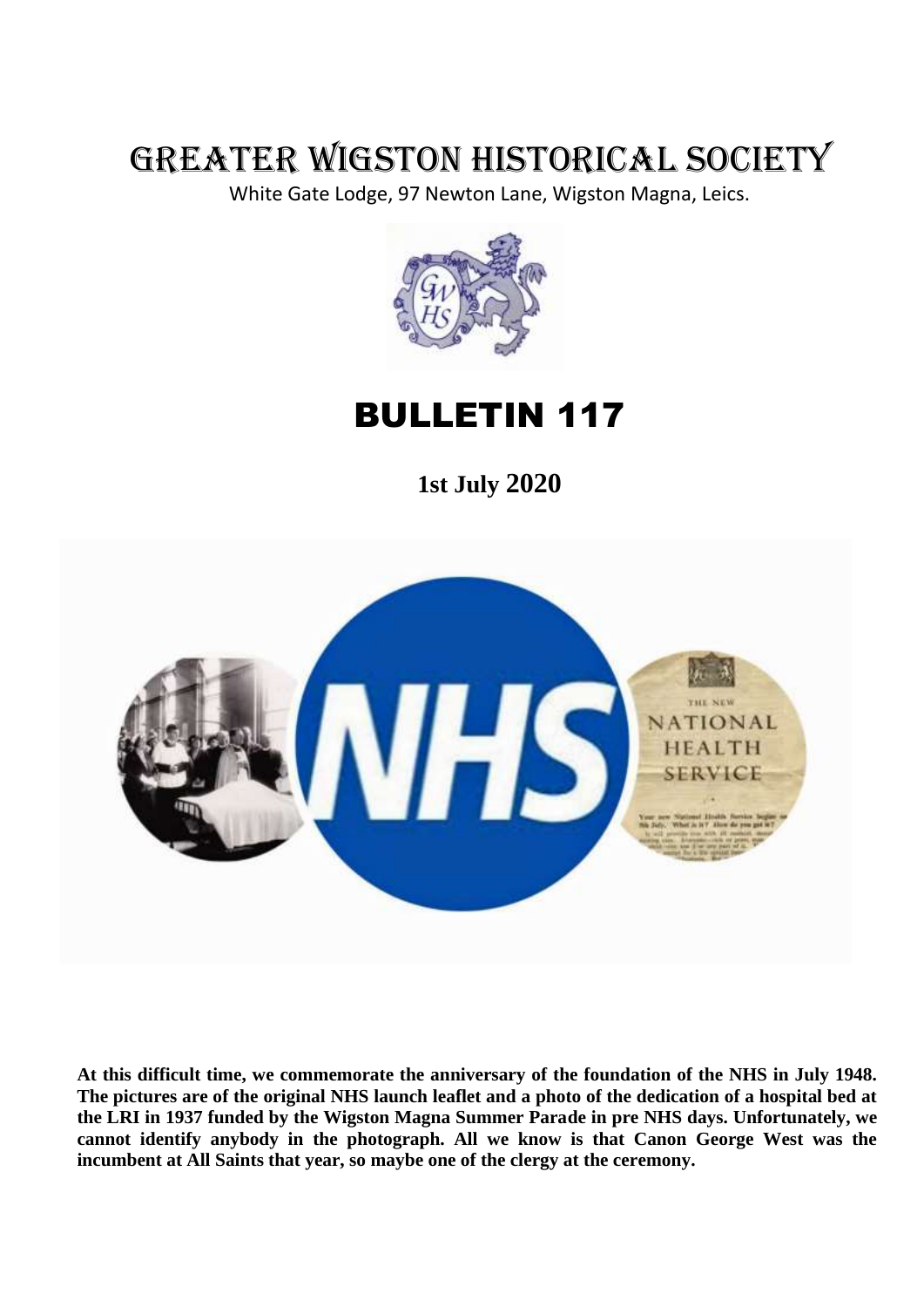# GREATER WIGSTON HISTORICAL SOCIETY

White Gate Lodge, 97 Newton Lane, Wigston Magna, Leics.

# BULLETIN 117

**1st July 2020**

**At this difficult time, we commemorate the anniversary of the foundation of the NHS in July 1948. The pictures are of the original NHS launch leaflet and a photo of the dedication of a hospital bed at the LRI in 1937 funded by the Wigston Magna Summer Parade in pre NHS days. Unfortunately, we cannot identify anybody in the photograph. All we know is that Canon George West was the incumbent at All Saints that year, so maybe one of the clergy at the ceremony.**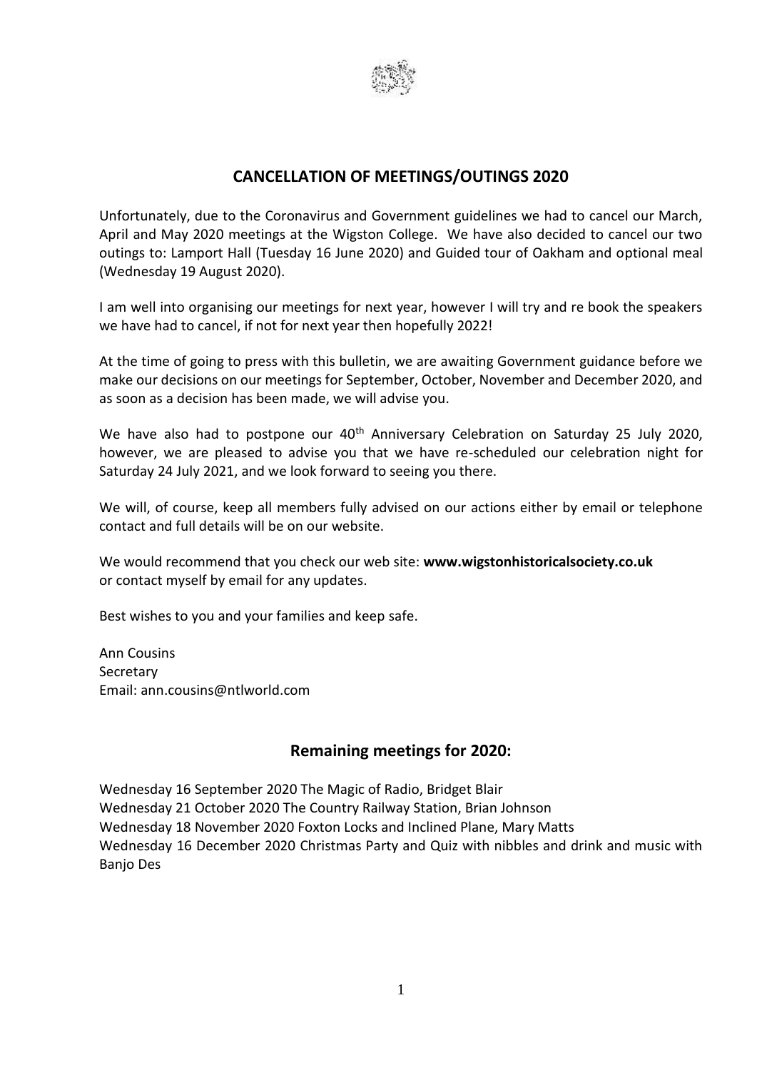## CANCELLATION OF MEETINGS/OUTINGS 2020

Unfortunately, due to the Coronavirus and Government guidelines we had to cancel our March, April and May 2020 meetings at the Wigston College. We have also decided to cancel our two outings to: Lamport Hall (Tuesday 16 June 2020) and Guided tour of Oakham and optional meal (Wednesday 19 August 2020).

I am well into organising our meetings for next year, however I will try and re book the speakers we have had to cancel, if not for next year then hopefully 2022!

At the time of going to press with this bulletin, we are awaiting Government guidance before we make our decisions on our meetings for September, October, November and December 2020, and as soon as a decision has been made, we will advise you.

We have also had to postpone our 40th Anniversary Celebration on Saturday 25 July 2020, however, we are pleased to advise you that we have re-scheduled our celebration night for Saturday 24 July 2021, and we look forward to seeing you there.

We will, of course, keep all members fully advised on our actions either by email or telephone contact and full details will be on our website.

We would recommend that you check our web site: **www.wigstonhistoricalsociety.co.uk** or contact myself by email for any updates.

Best wishes to you and your families and keep safe.

Ann Cousins
Secretary
Email: ann.cousins@ntlworld.com

## Remaining meetings for 2020:

Wednesday 16 September 2020 The Magic of Radio, Bridget Blair
Wednesday 21 October 2020 The Country Railway Station, Brian Johnson
Wednesday 18 November 2020 Foxton Locks and Inclined Plane, Mary Matts
Wednesday 16 December 2020 Christmas Party and Quiz with nibbles and drink and music with Banjo Des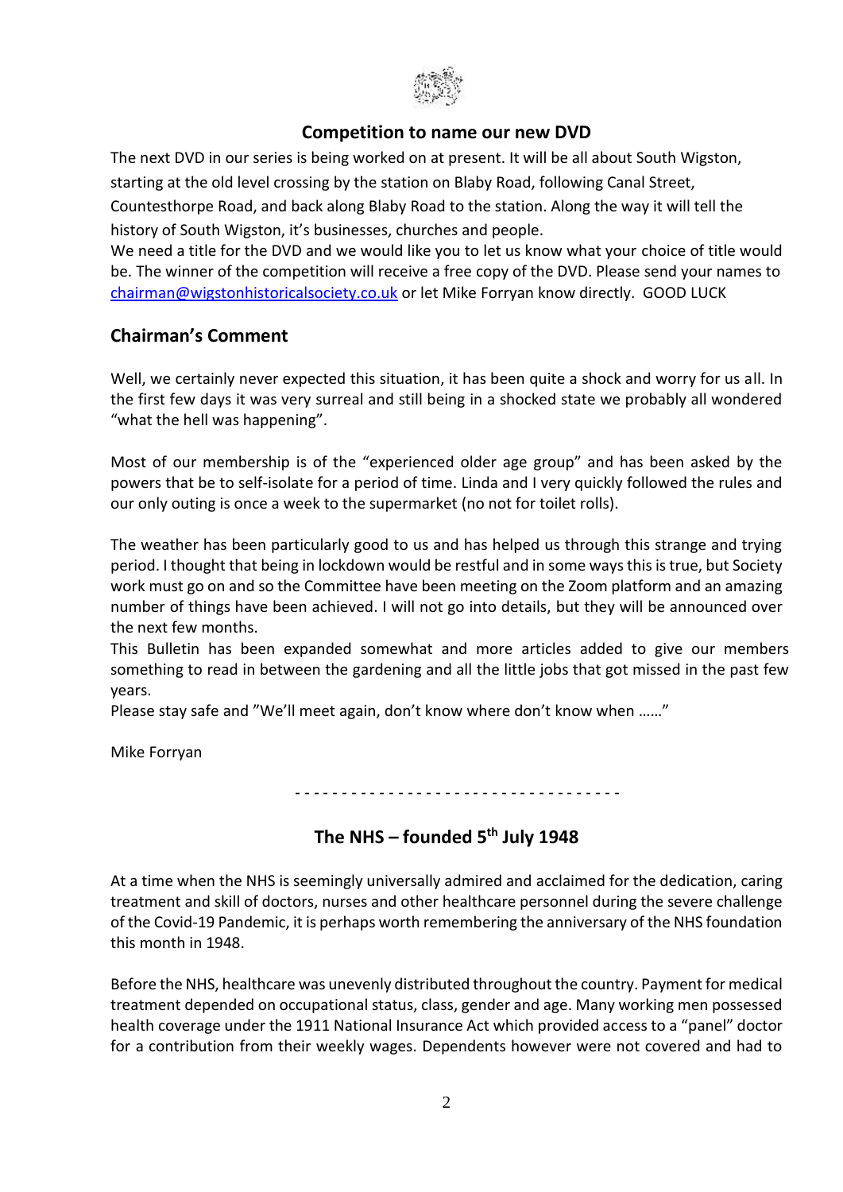## Competition to name our new DVD

The next DVD in our series is being worked on at present. It will be all about South Wigston, starting at the old level crossing by the station on Blaby Road, following Canal Street, Countesthorpe Road, and back along Blaby Road to the station. Along the way it will tell the history of South Wigston, it's businesses, churches and people.
We need a title for the DVD and we would like you to let us know what your choice of title would be. The winner of the competition will receive a free copy of the DVD. Please send your names to chairman@wigstonhistoricalsociety.co.uk or let Mike Forryan know directly. GOOD LUCK

## Chairman's Comment

Well, we certainly never expected this situation, it has been quite a shock and worry for us all. In the first few days it was very surreal and still being in a shocked state we probably all wondered "what the hell was happening".

Most of our membership is of the "experienced older age group" and has been asked by the powers that be to self-isolate for a period of time. Linda and I very quickly followed the rules and our only outing is once a week to the supermarket (no not for toilet rolls).

The weather has been particularly good to us and has helped us through this strange and trying period. I thought that being in lockdown would be restful and in some ways this is true, but Society work must go on and so the Committee have been meeting on the Zoom platform and an amazing number of things have been achieved. I will not go into details, but they will be announced over the next few months.
This Bulletin has been expanded somewhat and more articles added to give our members something to read in between the gardening and all the little jobs that got missed in the past few years.
Please stay safe and "We'll meet again, don't know where don't know when ……"

Mike Forryan

- - - - - - - - - - - - - - - - - - - - - - - - - - - - - - - - - - -

## The NHS – founded 5th July 1948

At a time when the NHS is seemingly universally admired and acclaimed for the dedication, caring treatment and skill of doctors, nurses and other healthcare personnel during the severe challenge of the Covid-19 Pandemic, it is perhaps worth remembering the anniversary of the NHS foundation this month in 1948.

Before the NHS, healthcare was unevenly distributed throughout the country. Payment for medical treatment depended on occupational status, class, gender and age. Many working men possessed health coverage under the 1911 National Insurance Act which provided access to a "panel" doctor for a contribution from their weekly wages. Dependents however were not covered and had to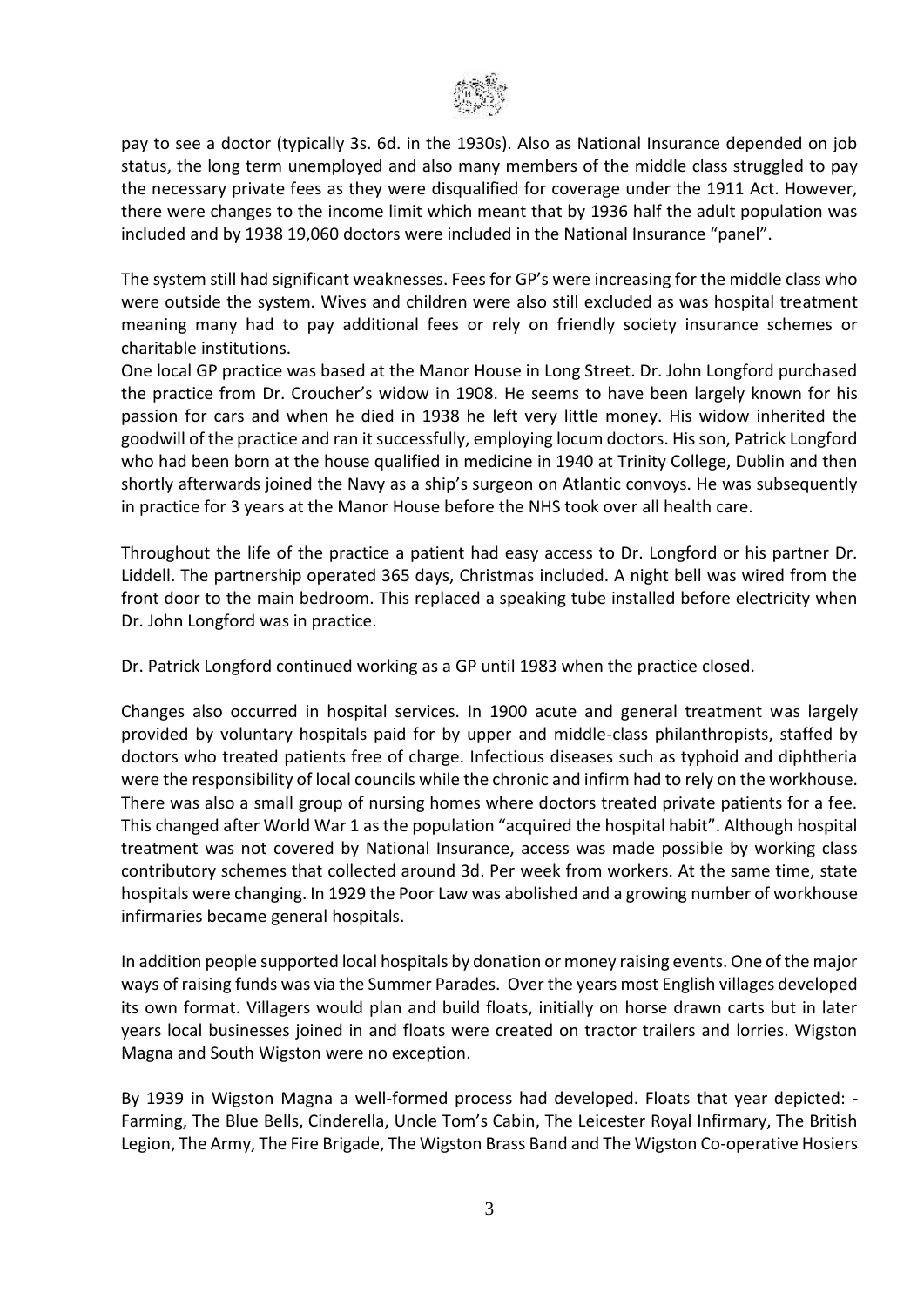pay to see a doctor (typically 3s. 6d. in the 1930s). Also as National Insurance depended on job status, the long term unemployed and also many members of the middle class struggled to pay the necessary private fees as they were disqualified for coverage under the 1911 Act. However, there were changes to the income limit which meant that by 1936 half the adult population was included and by 1938 19,060 doctors were included in the National Insurance "panel".

The system still had significant weaknesses. Fees for GP's were increasing for the middle class who were outside the system. Wives and children were also still excluded as was hospital treatment meaning many had to pay additional fees or rely on friendly society insurance schemes or charitable institutions.

One local GP practice was based at the Manor House in Long Street. Dr. John Longford purchased the practice from Dr. Croucher's widow in 1908. He seems to have been largely known for his passion for cars and when he died in 1938 he left very little money. His widow inherited the goodwill of the practice and ran it successfully, employing locum doctors. His son, Patrick Longford who had been born at the house qualified in medicine in 1940 at Trinity College, Dublin and then shortly afterwards joined the Navy as a ship's surgeon on Atlantic convoys. He was subsequently in practice for 3 years at the Manor House before the NHS took over all health care.

Throughout the life of the practice a patient had easy access to Dr. Longford or his partner Dr. Liddell. The partnership operated 365 days, Christmas included. A night bell was wired from the front door to the main bedroom. This replaced a speaking tube installed before electricity when Dr. John Longford was in practice.

Dr. Patrick Longford continued working as a GP until 1983 when the practice closed.

Changes also occurred in hospital services. In 1900 acute and general treatment was largely provided by voluntary hospitals paid for by upper and middle-class philanthropists, staffed by doctors who treated patients free of charge. Infectious diseases such as typhoid and diphtheria were the responsibility of local councils while the chronic and infirm had to rely on the workhouse. There was also a small group of nursing homes where doctors treated private patients for a fee. This changed after World War 1 as the population "acquired the hospital habit". Although hospital treatment was not covered by National Insurance, access was made possible by working class contributory schemes that collected around 3d. Per week from workers. At the same time, state hospitals were changing. In 1929 the Poor Law was abolished and a growing number of workhouse infirmaries became general hospitals.

In addition people supported local hospitals by donation or money raising events. One of the major ways of raising funds was via the Summer Parades. Over the years most English villages developed its own format. Villagers would plan and build floats, initially on horse drawn carts but in later years local businesses joined in and floats were created on tractor trailers and lorries. Wigston Magna and South Wigston were no exception.

By 1939 in Wigston Magna a well-formed process had developed. Floats that year depicted: - Farming, The Blue Bells, Cinderella, Uncle Tom's Cabin, The Leicester Royal Infirmary, The British Legion, The Army, The Fire Brigade, The Wigston Brass Band and The Wigston Co-operative Hosiers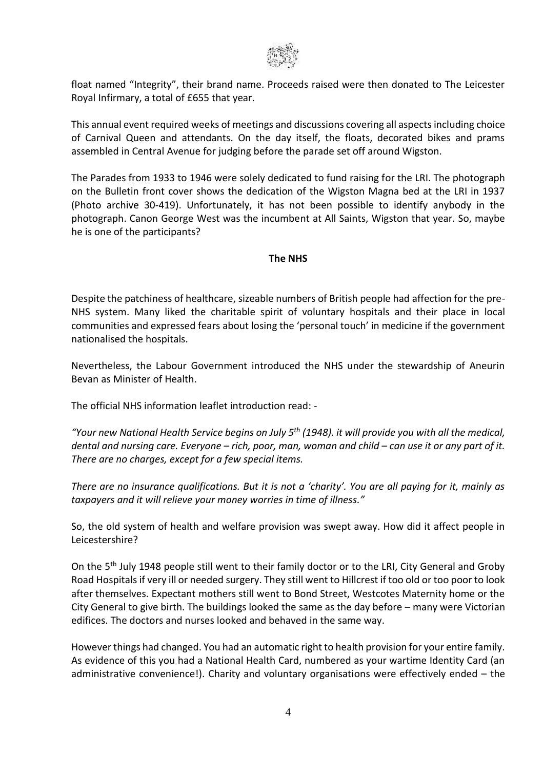float named "Integrity", their brand name. Proceeds raised were then donated to The Leicester Royal Infirmary, a total of £655 that year.

This annual event required weeks of meetings and discussions covering all aspects including choice of Carnival Queen and attendants. On the day itself, the floats, decorated bikes and prams assembled in Central Avenue for judging before the parade set off around Wigston.

The Parades from 1933 to 1946 were solely dedicated to fund raising for the LRI. The photograph on the Bulletin front cover shows the dedication of the Wigston Magna bed at the LRI in 1937 (Photo archive 30-419). Unfortunately, it has not been possible to identify anybody in the photograph. Canon George West was the incumbent at All Saints, Wigston that year. So, maybe he is one of the participants?

**The NHS**

Despite the patchiness of healthcare, sizeable numbers of British people had affection for the pre-NHS system. Many liked the charitable spirit of voluntary hospitals and their place in local communities and expressed fears about losing the 'personal touch' in medicine if the government nationalised the hospitals.

Nevertheless, the Labour Government introduced the NHS under the stewardship of Aneurin Bevan as Minister of Health.

The official NHS information leaflet introduction read: -

*"Your new National Health Service begins on July 5th (1948). it will provide you with all the medical, dental and nursing care. Everyone – rich, poor, man, woman and child – can use it or any part of it. There are no charges, except for a few special items.*

*There are no insurance qualifications. But it is not a 'charity'. You are all paying for it, mainly as taxpayers and it will relieve your money worries in time of illness."*

So, the old system of health and welfare provision was swept away. How did it affect people in Leicestershire?

On the 5th July 1948 people still went to their family doctor or to the LRI, City General and Groby Road Hospitals if very ill or needed surgery. They still went to Hillcrest if too old or too poor to look after themselves. Expectant mothers still went to Bond Street, Westcotes Maternity home or the City General to give birth. The buildings looked the same as the day before – many were Victorian edifices. The doctors and nurses looked and behaved in the same way.

However things had changed. You had an automatic right to health provision for your entire family. As evidence of this you had a National Health Card, numbered as your wartime Identity Card (an administrative convenience!). Charity and voluntary organisations were effectively ended – the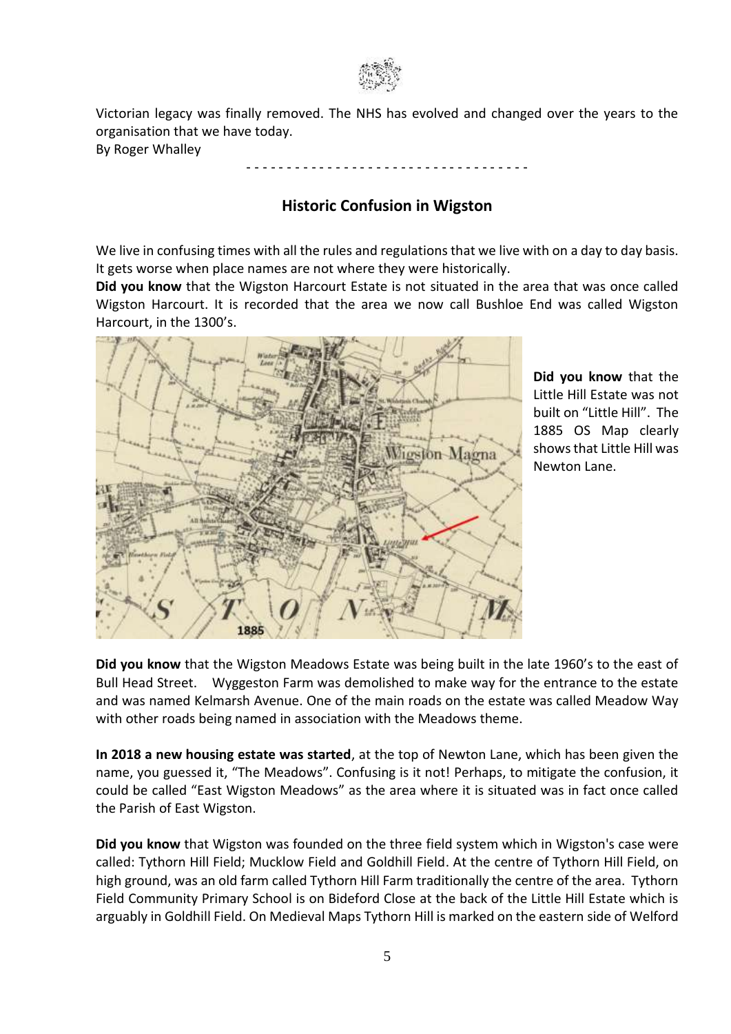Victorian legacy was finally removed. The NHS has evolved and changed over the years to the organisation that we have today.
By Roger Whalley

- - - - - - - - - - - - - - - - - - - - - - - - - - - - - - - - - -

## Historic Confusion in Wigston

We live in confusing times with all the rules and regulations that we live with on a day to day basis. It gets worse when place names are not where they were historically.

**Did you know** that the Wigston Harcourt Estate is not situated in the area that was once called Wigston Harcourt. It is recorded that the area we now call Bushloe End was called Wigston Harcourt, in the 1300's.

**Did you know** that the Little Hill Estate was not built on "Little Hill". The 1885 OS Map clearly shows that Little Hill was Newton Lane.

**Did you know** that the Wigston Meadows Estate was being built in the late 1960's to the east of Bull Head Street. Wyggeston Farm was demolished to make way for the entrance to the estate and was named Kelmarsh Avenue. One of the main roads on the estate was called Meadow Way with other roads being named in association with the Meadows theme.

**In 2018 a new housing estate was started**, at the top of Newton Lane, which has been given the name, you guessed it, "The Meadows". Confusing is it not! Perhaps, to mitigate the confusion, it could be called "East Wigston Meadows" as the area where it is situated was in fact once called the Parish of East Wigston.

**Did you know** that Wigston was founded on the three field system which in Wigston's case were called: Tythorn Hill Field; Mucklow Field and Goldhill Field. At the centre of Tythorn Hill Field, on high ground, was an old farm called Tythorn Hill Farm traditionally the centre of the area. Tythorn Field Community Primary School is on Bideford Close at the back of the Little Hill Estate which is arguably in Goldhill Field. On Medieval Maps Tythorn Hill is marked on the eastern side of Welford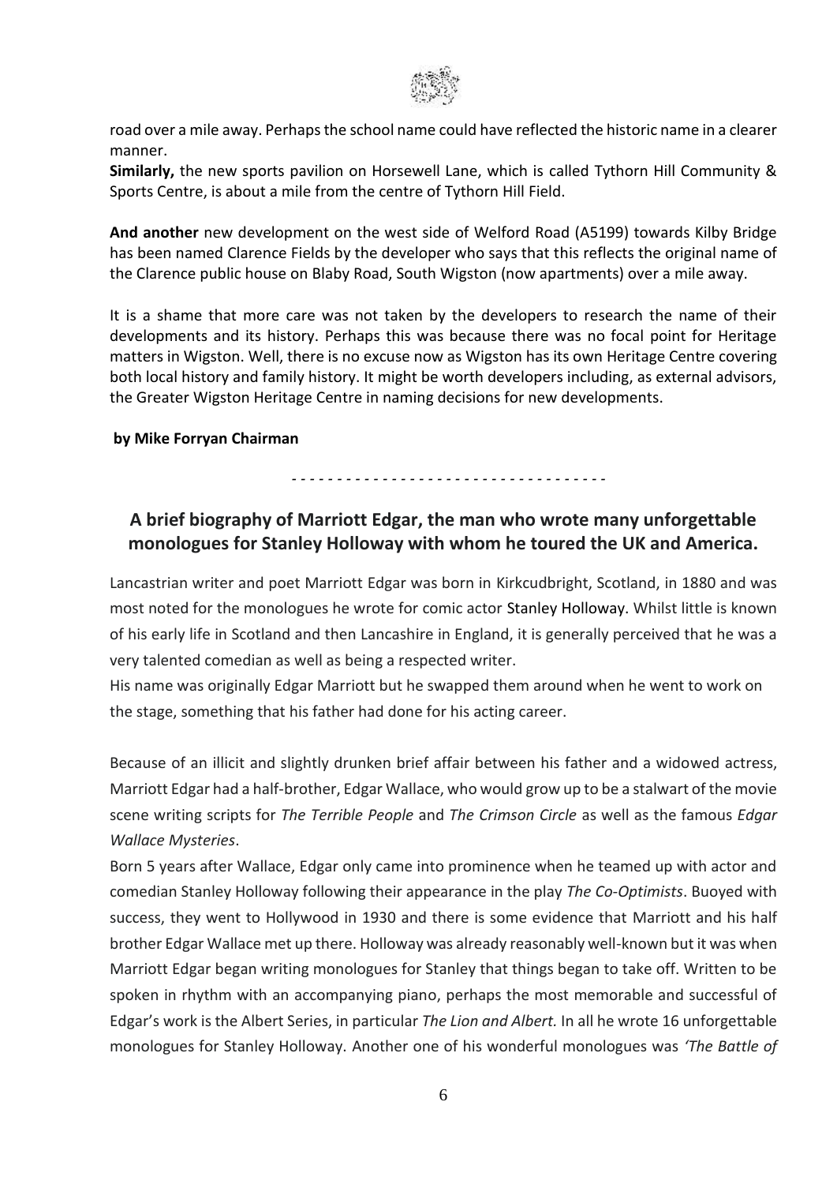road over a mile away. Perhaps the school name could have reflected the historic name in a clearer manner.

**Similarly,** the new sports pavilion on Horsewell Lane, which is called Tythorn Hill Community & Sports Centre, is about a mile from the centre of Tythorn Hill Field.

**And another** new development on the west side of Welford Road (A5199) towards Kilby Bridge has been named Clarence Fields by the developer who says that this reflects the original name of the Clarence public house on Blaby Road, South Wigston (now apartments) over a mile away.

It is a shame that more care was not taken by the developers to research the name of their developments and its history. Perhaps this was because there was no focal point for Heritage matters in Wigston. Well, there is no excuse now as Wigston has its own Heritage Centre covering both local history and family history. It might be worth developers including, as external advisors, the Greater Wigston Heritage Centre in naming decisions for new developments.

**by Mike Forryan Chairman**

- - - - - - - - - - - - - - - - - - - - - - - - - - - - - - - - - - -

## A brief biography of Marriott Edgar, the man who wrote many unforgettable monologues for Stanley Holloway with whom he toured the UK and America.

Lancastrian writer and poet Marriott Edgar was born in Kirkcudbright, Scotland, in 1880 and was most noted for the monologues he wrote for comic actor Stanley Holloway. Whilst little is known of his early life in Scotland and then Lancashire in England, it is generally perceived that he was a very talented comedian as well as being a respected writer.

His name was originally Edgar Marriott but he swapped them around when he went to work on the stage, something that his father had done for his acting career.

Because of an illicit and slightly drunken brief affair between his father and a widowed actress, Marriott Edgar had a half-brother, Edgar Wallace, who would grow up to be a stalwart of the movie scene writing scripts for *The Terrible People* and *The Crimson Circle* as well as the famous *Edgar Wallace Mysteries*.

Born 5 years after Wallace, Edgar only came into prominence when he teamed up with actor and comedian Stanley Holloway following their appearance in the play *The Co-Optimists*. Buoyed with success, they went to Hollywood in 1930 and there is some evidence that Marriott and his half brother Edgar Wallace met up there. Holloway was already reasonably well-known but it was when Marriott Edgar began writing monologues for Stanley that things began to take off. Written to be spoken in rhythm with an accompanying piano, perhaps the most memorable and successful of Edgar's work is the Albert Series, in particular *The Lion and Albert.* In all he wrote 16 unforgettable monologues for Stanley Holloway. Another one of his wonderful monologues was *'The Battle of*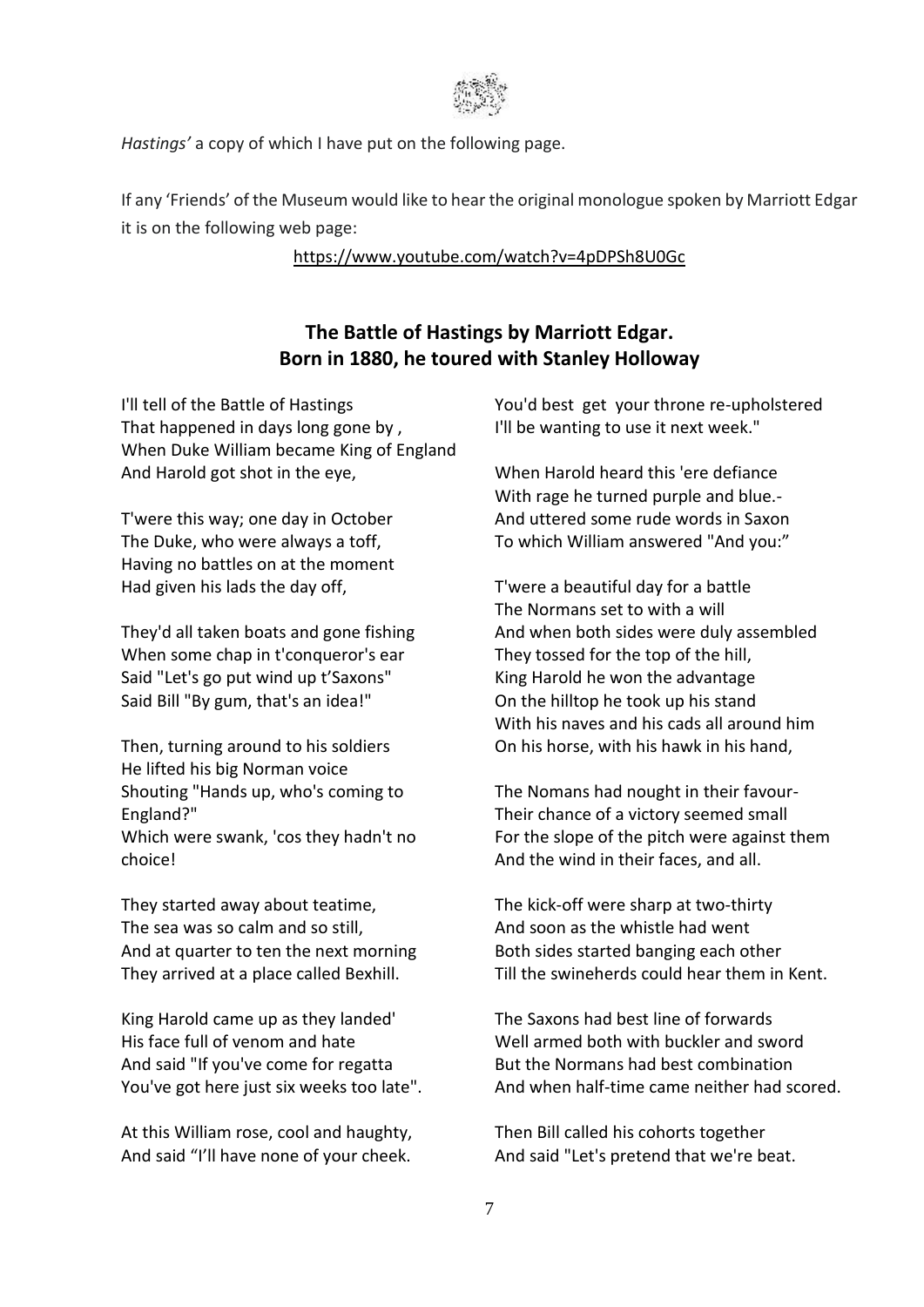*Hastings'* a copy of which I have put on the following page.

If any 'Friends' of the Museum would like to hear the original monologue spoken by Marriott Edgar it is on the following web page:

https://www.youtube.com/watch?v=4pDPSh8U0Gc

## The Battle of Hastings by Marriott Edgar.
## Born in 1880, he toured with Stanley Holloway

I'll tell of the Battle of Hastings
That happened in days long gone by ,
When Duke William became King of England
And Harold got shot in the eye,

T'were this way; one day in October
The Duke, who were always a toff,
Having no battles on at the moment
Had given his lads the day off,

They'd all taken boats and gone fishing
When some chap in t'conqueror's ear
Said "Let's go put wind up t'Saxons"
Said Bill "By gum, that's an idea!"

Then, turning around to his soldiers
He lifted his big Norman voice
Shouting "Hands up, who's coming to England?"
Which were swank, 'cos they hadn't no choice!

They started away about teatime,
The sea was so calm and so still,
And at quarter to ten the next morning
They arrived at a place called Bexhill.

King Harold came up as they landed'
His face full of venom and hate
And said "If you've come for regatta
You've got here just six weeks too late".

At this William rose, cool and haughty,
And said "I'll have none of your cheek.
You'd best get your throne re-upholstered
I'll be wanting to use it next week."

When Harold heard this 'ere defiance
With rage he turned purple and blue.-
And uttered some rude words in Saxon
To which William answered "And you:"

T'were a beautiful day for a battle
The Normans set to with a will
And when both sides were duly assembled
They tossed for the top of the hill,
King Harold he won the advantage
On the hilltop he took up his stand
With his naves and his cads all around him
On his horse, with his hawk in his hand,

The Nomans had nought in their favour-
Their chance of a victory seemed small
For the slope of the pitch were against them
And the wind in their faces, and all.

The kick-off were sharp at two-thirty
And soon as the whistle had went
Both sides started banging each other
Till the swineherds could hear them in Kent.

The Saxons had best line of forwards
Well armed both with buckler and sword
But the Normans had best combination
And when half-time came neither had scored.

Then Bill called his cohorts together
And said "Let's pretend that we're beat.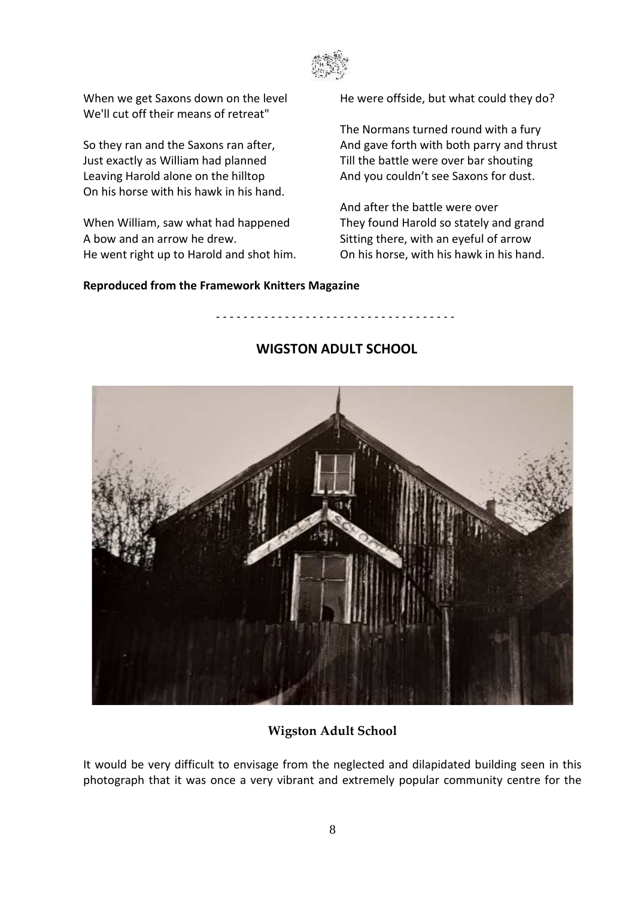When we get Saxons down on the level
We'll cut off their means of retreat"

So they ran and the Saxons ran after,
Just exactly as William had planned
Leaving Harold alone on the hilltop
On his horse with his hawk in his hand.

When William, saw what had happened
A bow and an arrow he drew.
He went right up to Harold and shot him.
He were offside, but what could they do?

The Normans turned round with a fury
And gave forth with both parry and thrust
Till the battle were over bar shouting
And you couldn't see Saxons for dust.

And after the battle were over
They found Harold so stately and grand
Sitting there, with an eyeful of arrow
On his horse, with his hawk in his hand.

**Reproduced from the Framework Knitters Magazine**

- - - - - - - - - - - - - - - - - - - - - - - - - - - - - - - - - - -

## WIGSTON ADULT SCHOOL

**Wigston Adult School**

It would be very difficult to envisage from the neglected and dilapidated building seen in this photograph that it was once a very vibrant and extremely popular community centre for the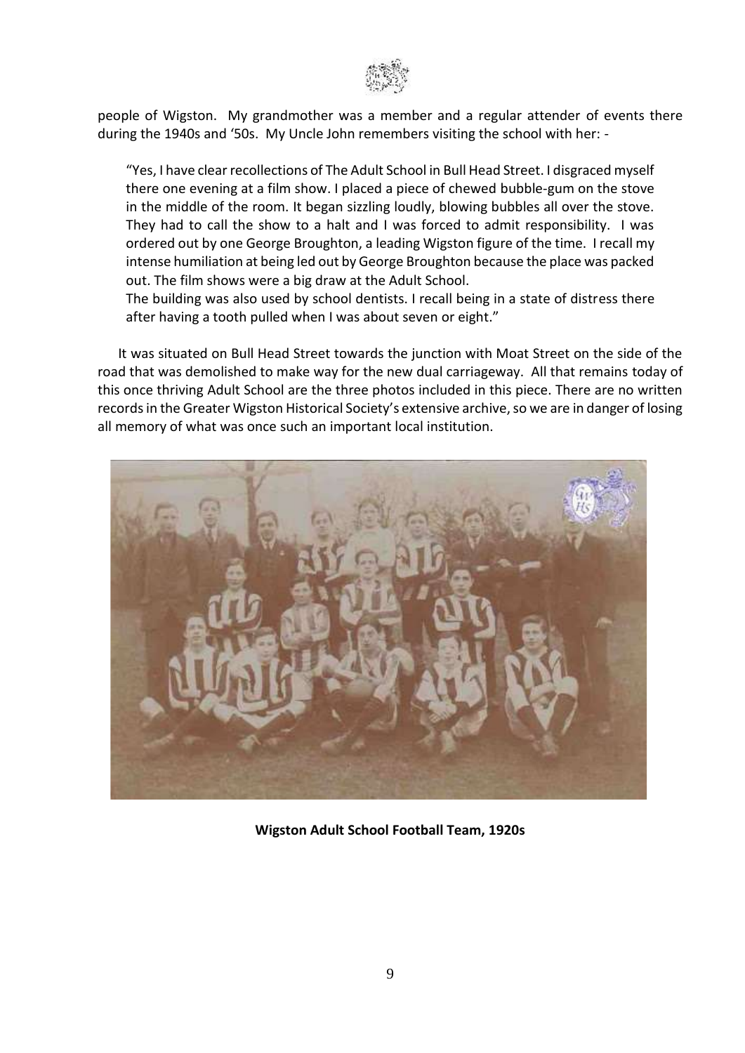people of Wigston. My grandmother was a member and a regular attender of events there during the 1940s and '50s. My Uncle John remembers visiting the school with her: -

> "Yes, I have clear recollections of The Adult School in Bull Head Street. I disgraced myself there one evening at a film show. I placed a piece of chewed bubble-gum on the stove in the middle of the room. It began sizzling loudly, blowing bubbles all over the stove. They had to call the show to a halt and I was forced to admit responsibility. I was ordered out by one George Broughton, a leading Wigston figure of the time. I recall my intense humiliation at being led out by George Broughton because the place was packed out. The film shows were a big draw at the Adult School.
> The building was also used by school dentists. I recall being in a state of distress there after having a tooth pulled when I was about seven or eight."

It was situated on Bull Head Street towards the junction with Moat Street on the side of the road that was demolished to make way for the new dual carriageway. All that remains today of this once thriving Adult School are the three photos included in this piece. There are no written records in the Greater Wigston Historical Society's extensive archive, so we are in danger of losing all memory of what was once such an important local institution.

**Wigston Adult School Football Team, 1920s**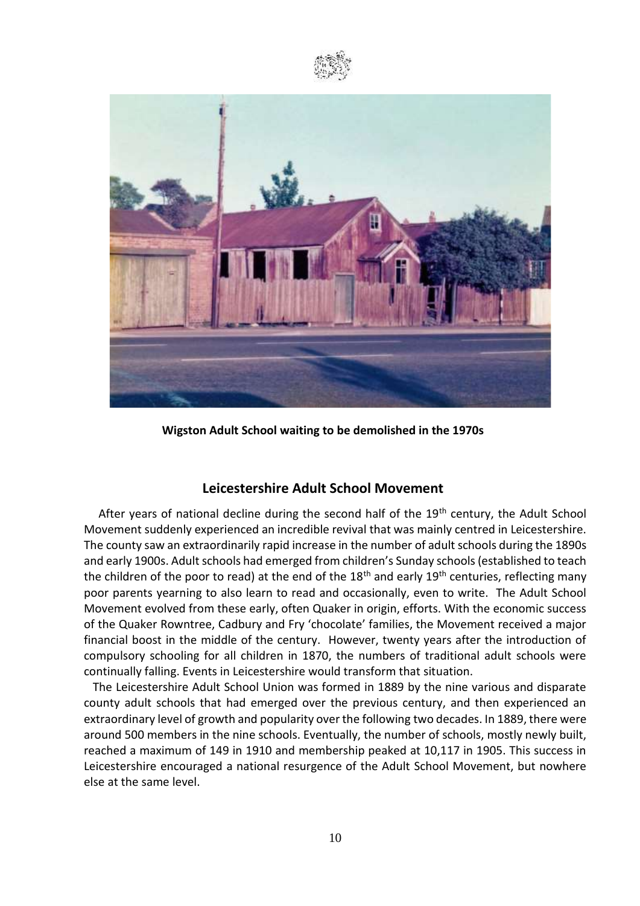**Wigston Adult School waiting to be demolished in the 1970s**

## Leicestershire Adult School Movement

After years of national decline during the second half of the 19th century, the Adult School Movement suddenly experienced an incredible revival that was mainly centred in Leicestershire. The county saw an extraordinarily rapid increase in the number of adult schools during the 1890s and early 1900s. Adult schools had emerged from children's Sunday schools (established to teach the children of the poor to read) at the end of the 18th and early 19th centuries, reflecting many poor parents yearning to also learn to read and occasionally, even to write. The Adult School Movement evolved from these early, often Quaker in origin, efforts. With the economic success of the Quaker Rowntree, Cadbury and Fry 'chocolate' families, the Movement received a major financial boost in the middle of the century. However, twenty years after the introduction of compulsory schooling for all children in 1870, the numbers of traditional adult schools were continually falling. Events in Leicestershire would transform that situation.

The Leicestershire Adult School Union was formed in 1889 by the nine various and disparate county adult schools that had emerged over the previous century, and then experienced an extraordinary level of growth and popularity over the following two decades. In 1889, there were around 500 members in the nine schools. Eventually, the number of schools, mostly newly built, reached a maximum of 149 in 1910 and membership peaked at 10,117 in 1905. This success in Leicestershire encouraged a national resurgence of the Adult School Movement, but nowhere else at the same level.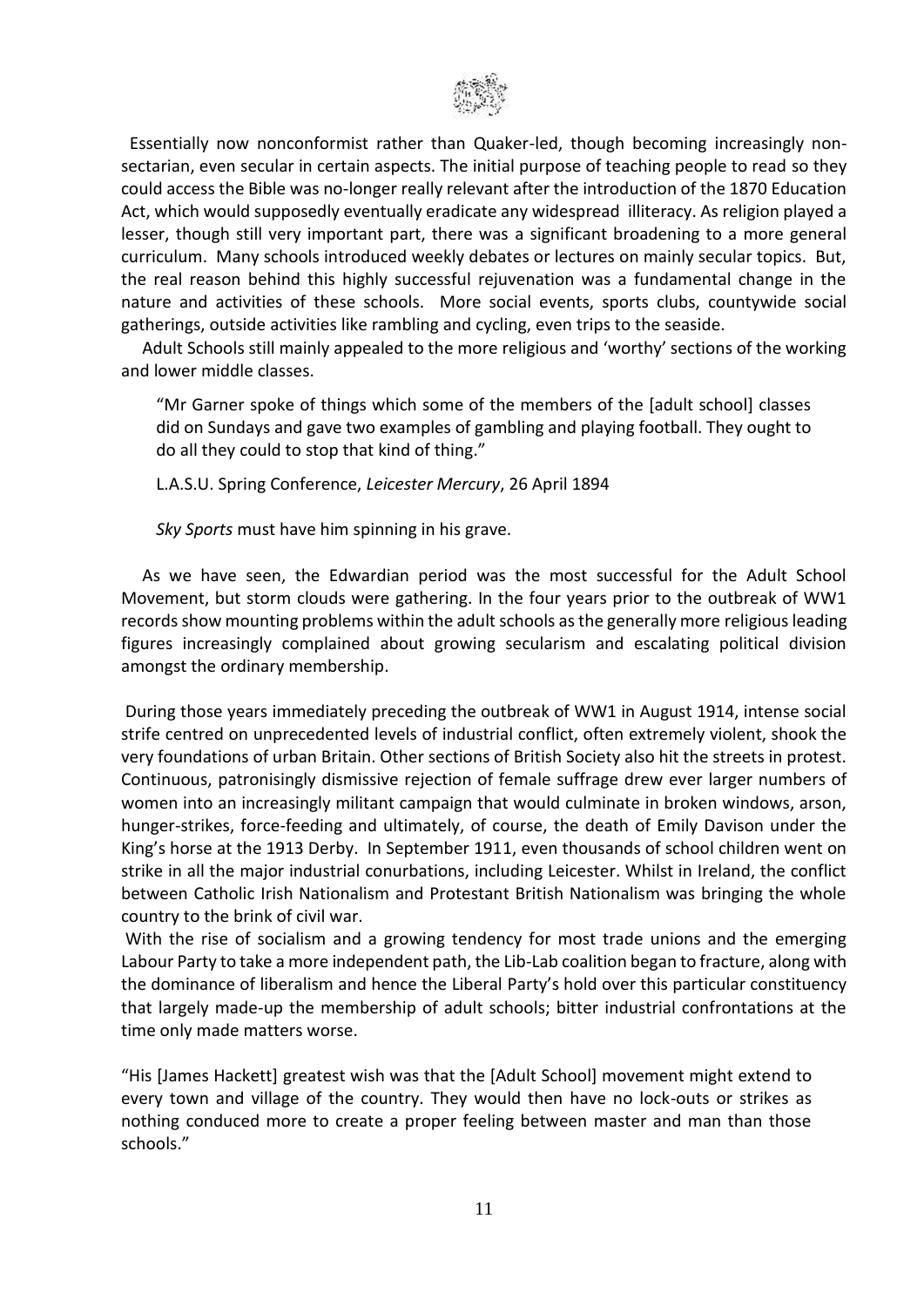Essentially now nonconformist rather than Quaker-led, though becoming increasingly non-sectarian, even secular in certain aspects. The initial purpose of teaching people to read so they could access the Bible was no-longer really relevant after the introduction of the 1870 Education Act, which would supposedly eventually eradicate any widespread illiteracy. As religion played a lesser, though still very important part, there was a significant broadening to a more general curriculum. Many schools introduced weekly debates or lectures on mainly secular topics. But, the real reason behind this highly successful rejuvenation was a fundamental change in the nature and activities of these schools. More social events, sports clubs, countywide social gatherings, outside activities like rambling and cycling, even trips to the seaside.

Adult Schools still mainly appealed to the more religious and 'worthy' sections of the working and lower middle classes.

> "Mr Garner spoke of things which some of the members of the [adult school] classes did on Sundays and gave two examples of gambling and playing football. They ought to do all they could to stop that kind of thing."
>
> L.A.S.U. Spring Conference, *Leicester Mercury*, 26 April 1894
>
> *Sky Sports* must have him spinning in his grave.

As we have seen, the Edwardian period was the most successful for the Adult School Movement, but storm clouds were gathering. In the four years prior to the outbreak of WW1 records show mounting problems within the adult schools as the generally more religious leading figures increasingly complained about growing secularism and escalating political division amongst the ordinary membership.

During those years immediately preceding the outbreak of WW1 in August 1914, intense social strife centred on unprecedented levels of industrial conflict, often extremely violent, shook the very foundations of urban Britain. Other sections of British Society also hit the streets in protest. Continuous, patronisingly dismissive rejection of female suffrage drew ever larger numbers of women into an increasingly militant campaign that would culminate in broken windows, arson, hunger-strikes, force-feeding and ultimately, of course, the death of Emily Davison under the King's horse at the 1913 Derby. In September 1911, even thousands of school children went on strike in all the major industrial conurbations, including Leicester. Whilst in Ireland, the conflict between Catholic Irish Nationalism and Protestant British Nationalism was bringing the whole country to the brink of civil war.

With the rise of socialism and a growing tendency for most trade unions and the emerging Labour Party to take a more independent path, the Lib-Lab coalition began to fracture, along with the dominance of liberalism and hence the Liberal Party's hold over this particular constituency that largely made-up the membership of adult schools; bitter industrial confrontations at the time only made matters worse.

"His [James Hackett] greatest wish was that the [Adult School] movement might extend to every town and village of the country. They would then have no lock-outs or strikes as nothing conduced more to create a proper feeling between master and man than those schools."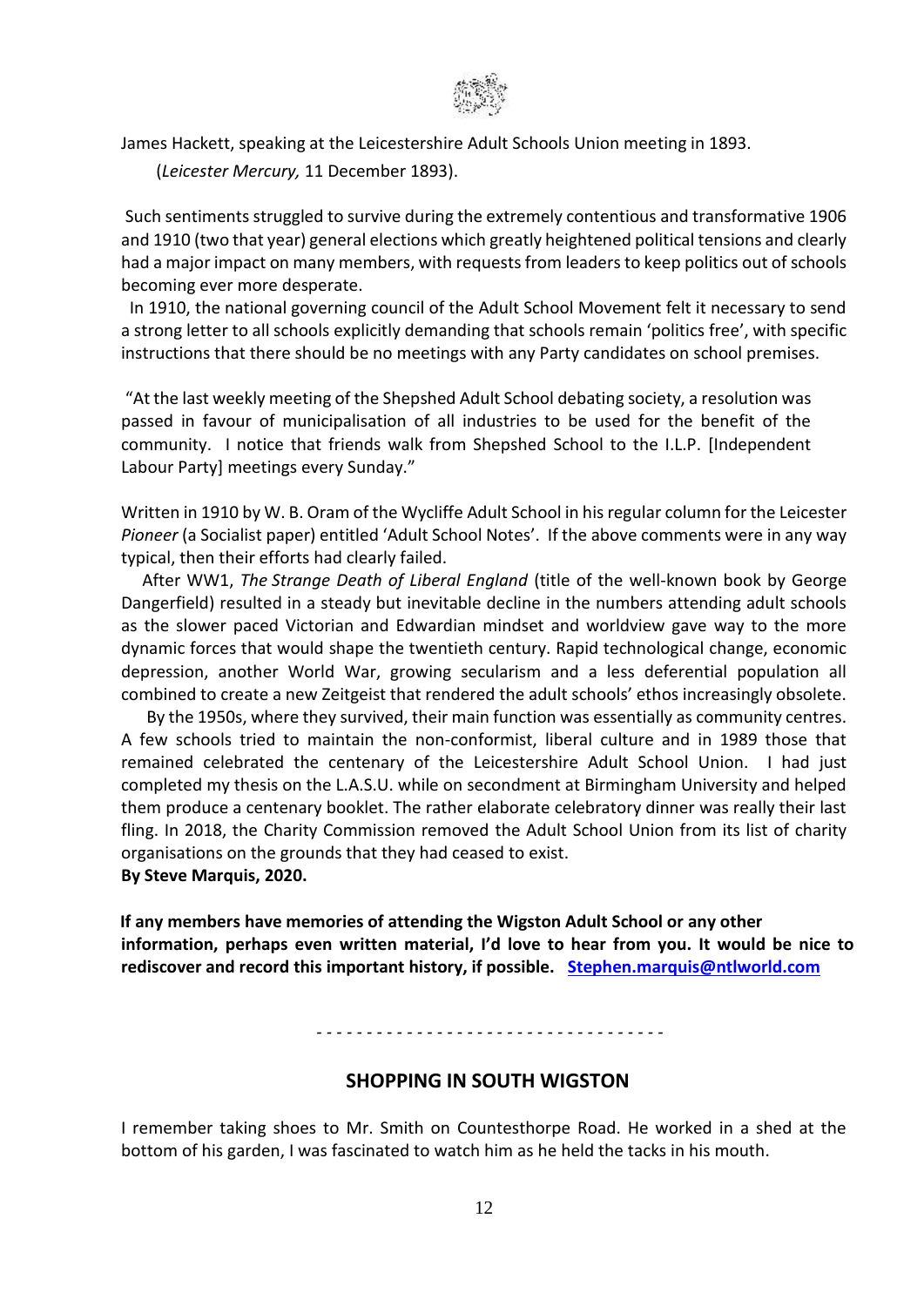James Hackett, speaking at the Leicestershire Adult Schools Union meeting in 1893.

(*Leicester Mercury,* 11 December 1893).

Such sentiments struggled to survive during the extremely contentious and transformative 1906 and 1910 (two that year) general elections which greatly heightened political tensions and clearly had a major impact on many members, with requests from leaders to keep politics out of schools becoming ever more desperate.

In 1910, the national governing council of the Adult School Movement felt it necessary to send a strong letter to all schools explicitly demanding that schools remain 'politics free', with specific instructions that there should be no meetings with any Party candidates on school premises.

"At the last weekly meeting of the Shepshed Adult School debating society, a resolution was passed in favour of municipalisation of all industries to be used for the benefit of the community. I notice that friends walk from Shepshed School to the I.L.P. [Independent Labour Party] meetings every Sunday."

Written in 1910 by W. B. Oram of the Wycliffe Adult School in his regular column for the Leicester *Pioneer* (a Socialist paper) entitled 'Adult School Notes'. If the above comments were in any way typical, then their efforts had clearly failed.

After WW1, *The Strange Death of Liberal England* (title of the well-known book by George Dangerfield) resulted in a steady but inevitable decline in the numbers attending adult schools as the slower paced Victorian and Edwardian mindset and worldview gave way to the more dynamic forces that would shape the twentieth century. Rapid technological change, economic depression, another World War, growing secularism and a less deferential population all combined to create a new Zeitgeist that rendered the adult schools' ethos increasingly obsolete.

By the 1950s, where they survived, their main function was essentially as community centres. A few schools tried to maintain the non-conformist, liberal culture and in 1989 those that remained celebrated the centenary of the Leicestershire Adult School Union. I had just completed my thesis on the L.A.S.U. while on secondment at Birmingham University and helped them produce a centenary booklet. The rather elaborate celebratory dinner was really their last fling. In 2018, the Charity Commission removed the Adult School Union from its list of charity organisations on the grounds that they had ceased to exist.

**By Steve Marquis, 2020.**

**If any members have memories of attending the Wigston Adult School or any other information, perhaps even written material, I'd love to hear from you. It would be nice to rediscover and record this important history, if possible. Stephen.marquis@ntlworld.com**

- - - - - - - - - - - - - - - - - - - - - - - - - - - - - - - - - -

## SHOPPING IN SOUTH WIGSTON

I remember taking shoes to Mr. Smith on Countesthorpe Road. He worked in a shed at the bottom of his garden, I was fascinated to watch him as he held the tacks in his mouth.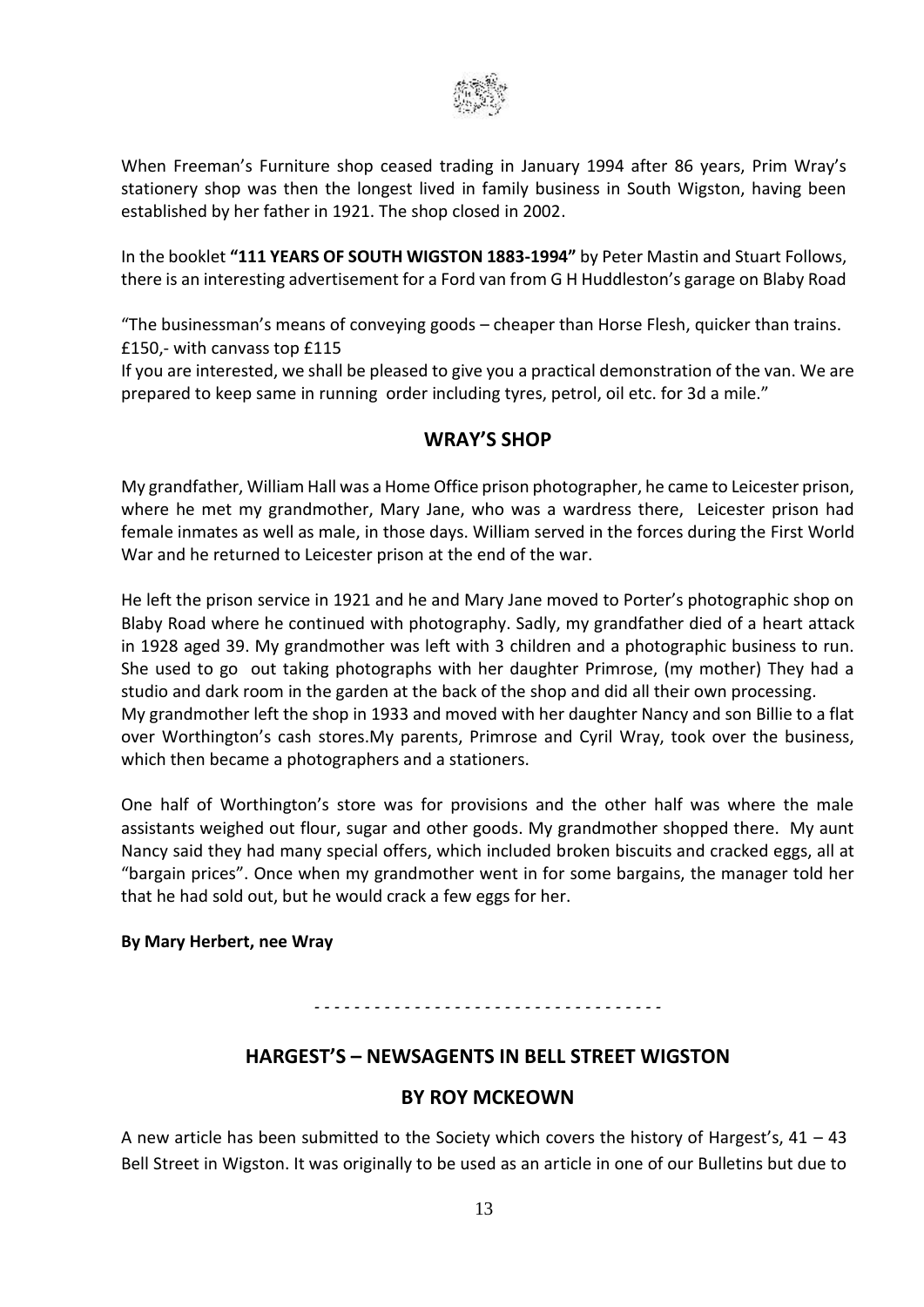When Freeman's Furniture shop ceased trading in January 1994 after 86 years, Prim Wray's stationery shop was then the longest lived in family business in South Wigston, having been established by her father in 1921. The shop closed in 2002.

In the booklet **"111 YEARS OF SOUTH WIGSTON 1883-1994"** by Peter Mastin and Stuart Follows, there is an interesting advertisement for a Ford van from G H Huddleston's garage on Blaby Road

"The businessman's means of conveying goods – cheaper than Horse Flesh, quicker than trains. £150,- with canvass top £115
If you are interested, we shall be pleased to give you a practical demonstration of the van. We are prepared to keep same in running order including tyres, petrol, oil etc. for 3d a mile."

## WRAY'S SHOP

My grandfather, William Hall was a Home Office prison photographer, he came to Leicester prison, where he met my grandmother, Mary Jane, who was a wardress there, Leicester prison had female inmates as well as male, in those days. William served in the forces during the First World War and he returned to Leicester prison at the end of the war.

He left the prison service in 1921 and he and Mary Jane moved to Porter's photographic shop on Blaby Road where he continued with photography. Sadly, my grandfather died of a heart attack in 1928 aged 39. My grandmother was left with 3 children and a photographic business to run. She used to go out taking photographs with her daughter Primrose, (my mother) They had a studio and dark room in the garden at the back of the shop and did all their own processing.
My grandmother left the shop in 1933 and moved with her daughter Nancy and son Billie to a flat over Worthington's cash stores.My parents, Primrose and Cyril Wray, took over the business, which then became a photographers and a stationers.

One half of Worthington's store was for provisions and the other half was where the male assistants weighed out flour, sugar and other goods. My grandmother shopped there. My aunt Nancy said they had many special offers, which included broken biscuits and cracked eggs, all at "bargain prices". Once when my grandmother went in for some bargains, the manager told her that he had sold out, but he would crack a few eggs for her.

**By Mary Herbert, nee Wray**

- - - - - - - - - - - - - - - - - - - - - - - - - - - - - - - - - - -

## HARGEST'S – NEWSAGENTS IN BELL STREET WIGSTON

## BY ROY MCKEOWN

A new article has been submitted to the Society which covers the history of Hargest's, 41 – 43 Bell Street in Wigston. It was originally to be used as an article in one of our Bulletins but due to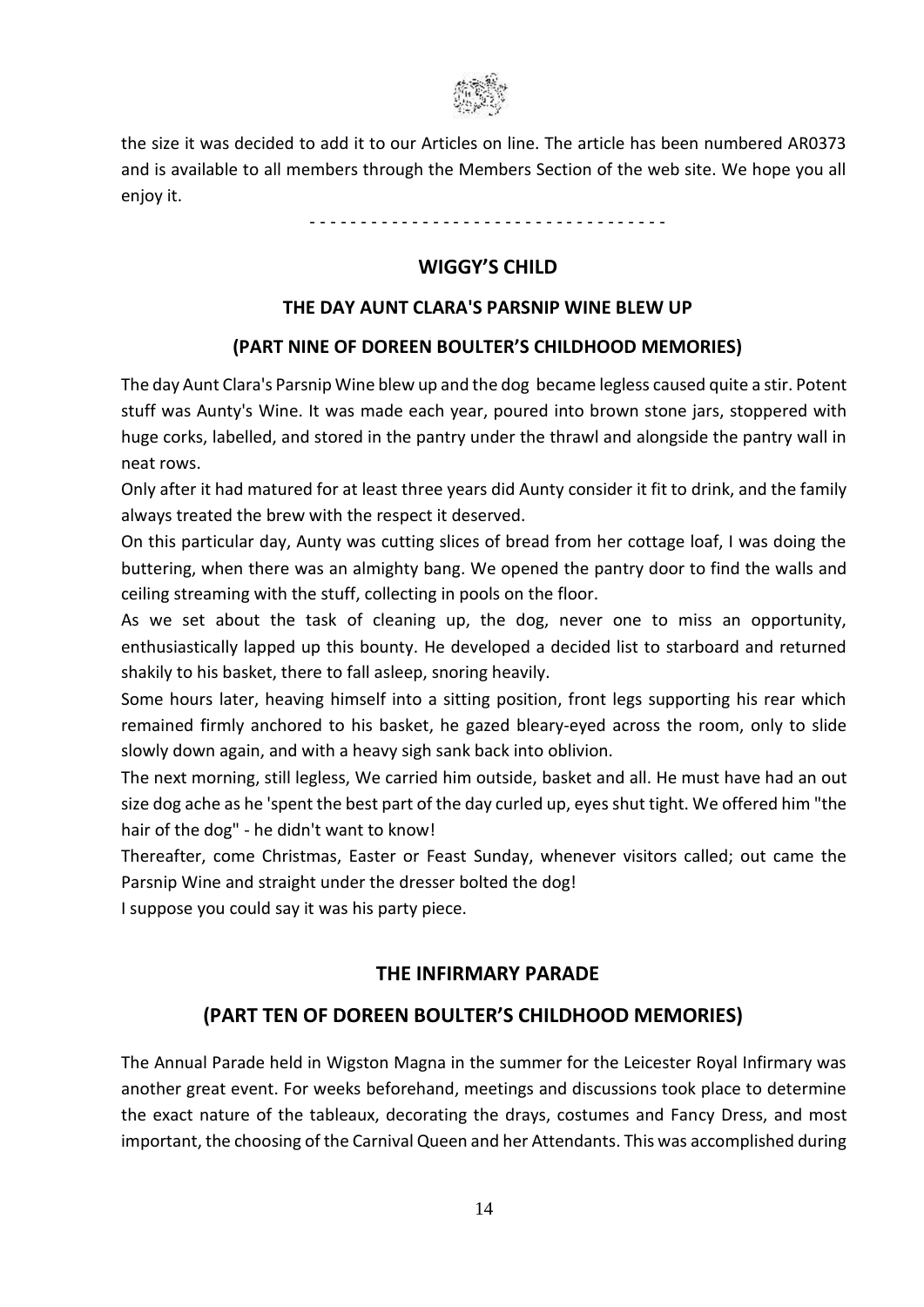the size it was decided to add it to our Articles on line. The article has been numbered AR0373 and is available to all members through the Members Section of the web site. We hope you all enjoy it.

- - - - - - - - - - - - - - - - - - - - - - - - - - - - - - - - - - -

## WIGGY'S CHILD

### THE DAY AUNT CLARA'S PARSNIP WINE BLEW UP

### (PART NINE OF DOREEN BOULTER'S CHILDHOOD MEMORIES)

The day Aunt Clara's Parsnip Wine blew up and the dog became legless caused quite a stir. Potent stuff was Aunty's Wine. It was made each year, poured into brown stone jars, stoppered with huge corks, labelled, and stored in the pantry under the thrawl and alongside the pantry wall in neat rows.

Only after it had matured for at least three years did Aunty consider it fit to drink, and the family always treated the brew with the respect it deserved.

On this particular day, Aunty was cutting slices of bread from her cottage loaf, I was doing the buttering, when there was an almighty bang. We opened the pantry door to find the walls and ceiling streaming with the stuff, collecting in pools on the floor.

As we set about the task of cleaning up, the dog, never one to miss an opportunity, enthusiastically lapped up this bounty. He developed a decided list to starboard and returned shakily to his basket, there to fall asleep, snoring heavily.

Some hours later, heaving himself into a sitting position, front legs supporting his rear which remained firmly anchored to his basket, he gazed bleary-eyed across the room, only to slide slowly down again, and with a heavy sigh sank back into oblivion.

The next morning, still legless, We carried him outside, basket and all. He must have had an out size dog ache as he 'spent the best part of the day curled up, eyes shut tight. We offered him "the hair of the dog" - he didn't want to know!

Thereafter, come Christmas, Easter or Feast Sunday, whenever visitors called; out came the Parsnip Wine and straight under the dresser bolted the dog!

I suppose you could say it was his party piece.

## THE INFIRMARY PARADE

## (PART TEN OF DOREEN BOULTER'S CHILDHOOD MEMORIES)

The Annual Parade held in Wigston Magna in the summer for the Leicester Royal Infirmary was another great event. For weeks beforehand, meetings and discussions took place to determine the exact nature of the tableaux, decorating the drays, costumes and Fancy Dress, and most important, the choosing of the Carnival Queen and her Attendants. This was accomplished during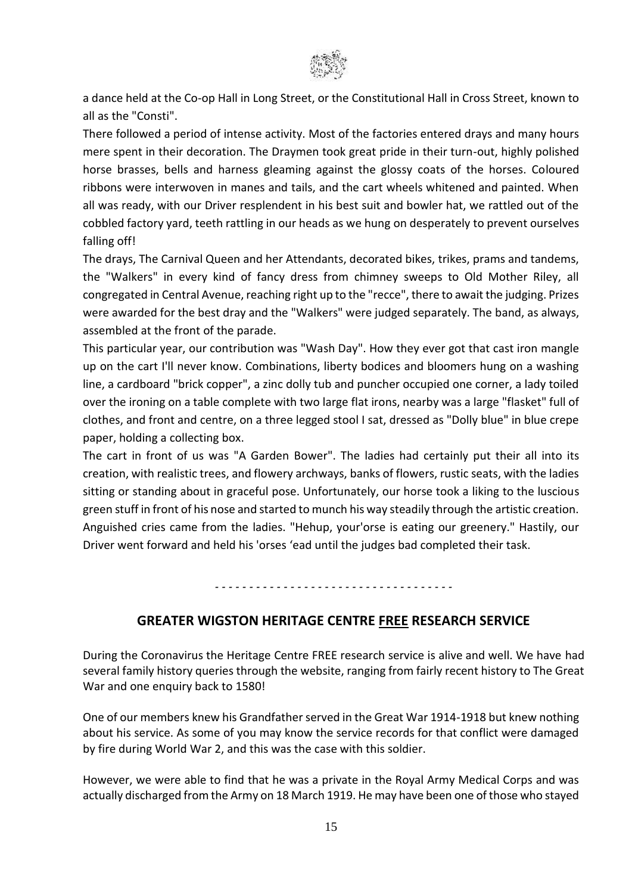a dance held at the Co-op Hall in Long Street, or the Constitutional Hall in Cross Street, known to all as the "Consti".

There followed a period of intense activity. Most of the factories entered drays and many hours mere spent in their decoration. The Draymen took great pride in their turn-out, highly polished horse brasses, bells and harness gleaming against the glossy coats of the horses. Coloured ribbons were interwoven in manes and tails, and the cart wheels whitened and painted. When all was ready, with our Driver resplendent in his best suit and bowler hat, we rattled out of the cobbled factory yard, teeth rattling in our heads as we hung on desperately to prevent ourselves falling off!

The drays, The Carnival Queen and her Attendants, decorated bikes, trikes, prams and tandems, the "Walkers" in every kind of fancy dress from chimney sweeps to Old Mother Riley, all congregated in Central Avenue, reaching right up to the "recce", there to await the judging. Prizes were awarded for the best dray and the "Walkers" were judged separately. The band, as always, assembled at the front of the parade.

This particular year, our contribution was "Wash Day". How they ever got that cast iron mangle up on the cart I'll never know. Combinations, liberty bodices and bloomers hung on a washing line, a cardboard "brick copper", a zinc dolly tub and puncher occupied one corner, a lady toiled over the ironing on a table complete with two large flat irons, nearby was a large "flasket" full of clothes, and front and centre, on a three legged stool I sat, dressed as "Dolly blue" in blue crepe paper, holding a collecting box.

The cart in front of us was "A Garden Bower". The ladies had certainly put their all into its creation, with realistic trees, and flowery archways, banks of flowers, rustic seats, with the ladies sitting or standing about in graceful pose. Unfortunately, our horse took a liking to the luscious green stuff in front of his nose and started to munch his way steadily through the artistic creation. Anguished cries came from the ladies. "Hehup, your'orse is eating our greenery." Hastily, our Driver went forward and held his 'orses 'ead until the judges bad completed their task.

- - - - - - - - - - - - - - - - - - - - - - - - - - - - - - - - - - -

## GREATER WIGSTON HERITAGE CENTRE FREE RESEARCH SERVICE

During the Coronavirus the Heritage Centre FREE research service is alive and well. We have had several family history queries through the website, ranging from fairly recent history to The Great War and one enquiry back to 1580!

One of our members knew his Grandfather served in the Great War 1914-1918 but knew nothing about his service. As some of you may know the service records for that conflict were damaged by fire during World War 2, and this was the case with this soldier.

However, we were able to find that he was a private in the Royal Army Medical Corps and was actually discharged from the Army on 18 March 1919. He may have been one of those who stayed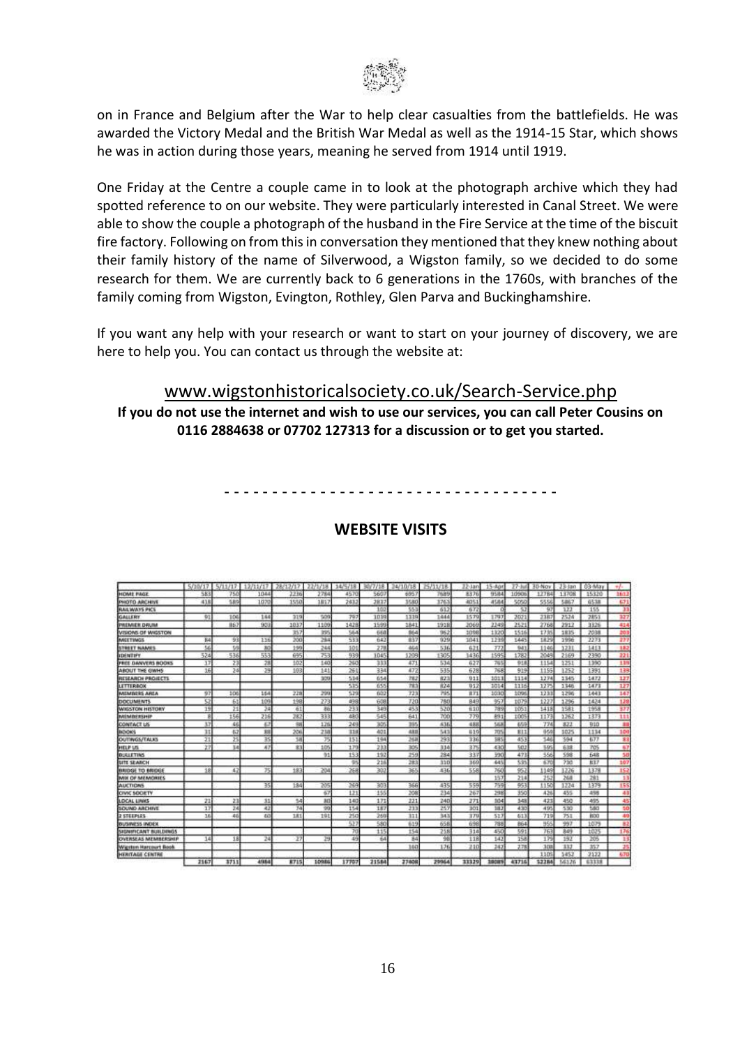on in France and Belgium after the War to help clear casualties from the battlefields. He was awarded the Victory Medal and the British War Medal as well as the 1914-15 Star, which shows he was in action during those years, meaning he served from 1914 until 1919.

One Friday at the Centre a couple came in to look at the photograph archive which they had spotted reference to on our website. They were particularly interested in Canal Street. We were able to show the couple a photograph of the husband in the Fire Service at the time of the biscuit fire factory. Following on from this in conversation they mentioned that they knew nothing about their family history of the name of Silverwood, a Wigston family, so we decided to do some research for them. We are currently back to 6 generations in the 1760s, with branches of the family coming from Wigston, Evington, Rothley, Glen Parva and Buckinghamshire.

If you want any help with your research or want to start on your journey of discovery, we are here to help you. You can contact us through the website at:

## www.wigstonhistoricalsociety.co.uk/Search-Service.php

**If you do not use the internet and wish to use our services, you can call Peter Cousins on 0116 2884638 or 07702 127313 for a discussion or to get you started.**

- - - - - - - - - - - - - - - - - - - - - - - - - - - - - - - - - -

## WEBSITE VISITS

| | 5/10/17 | 5/11/17 | 12/11/17 | 28/12/17 | 22/1/18 | 14/5/18 | 30/7/18 | 24/10/18 | 25/11/18 | 22-Jan | 15-Apr | 27-Jul | 30-Nov | 23-Jan | 03-May | +/- |
|---|---|---|---|---|---|---|---|---|---|---|---|---|---|---|---|---|
| HOME PAGE | 583 | 750 | 1044 | 2236 | 2784 | 4570 | 5607 | 6957 | 7689 | 8376 | 9584 | 10906 | 12784 | 13708 | 15320 | 1612 |
| PHOTO ARCHIVE | 418 | 589 | 1070 | 1550 | 1817 | 2432 | 2837 | 3580 | 3763 | 4051 | 4584 | 5050 | 5556 | 5867 | 6538 | 671 |
| RAILWAYS PICS | | | | | | | 102 | 553 | 612 | 672 | 0 | 52 | 97 | 122 | 155 | 33 |
| GALLERY | 91 | 106 | 144 | 319 | 509 | 797 | 1039 | 1339 | 1444 | 1579 | 1797 | 2021 | 2387 | 2524 | 2851 | 327 |
| PREMIER DRUM | | 867 | 903 | 1037 | 1109 | 1428 | 1599 | 1841 | 1918 | 2069 | 2249 | 2521 | 2768 | 2912 | 3326 | 414 |
| VISIONS OF WIGSTON | | | | 357 | 395 | 564 | 668 | 864 | 962 | 1098 | 1320 | 1516 | 1735 | 1835 | 2038 | 203 |
| MEETINGS | 84 | 93 | 116 | 200 | 284 | 533 | 642 | 837 | 929 | 1041 | 1239 | 1445 | 1829 | 1996 | 2273 | 277 |
| STREET NAMES | 56 | 59 | 80 | 199 | 244 | 101 | 278 | 464 | 536 | 621 | 772 | 941 | 1146 | 1231 | 1413 | 182 |
| IDENTIFY | 524 | 536 | 553 | 695 | 753 | 939 | 1045 | 1209 | 1305 | 1436 | 1595 | 1782 | 2049 | 2169 | 2390 | 221 |
| FREE DANVERS BOOKS | 17 | 23 | 28 | 102 | 140 | 260 | 333 | 471 | 534 | 627 | 765 | 918 | 1154 | 1251 | 1390 | 139 |
| ABOUT THE GWHS | 16 | 24 | 29 | 103 | 141 | 261 | 334 | 472 | 535 | 628 | 768 | 919 | 1155 | 1252 | 1391 | 139 |
| RESEARCH PROJECTS | | | | | 309 | 534 | 654 | 782 | 823 | 911 | 1013 | 1114 | 1274 | 1345 | 1472 | 127 |
| LETTERBOX | | | | | | 535 | 655 | 783 | 824 | 912 | 1014 | 1116 | 1275 | 1346 | 1473 | 127 |
| MEMBERS AREA | 97 | 106 | 164 | 228 | 299 | 529 | 602 | 723 | 795 | 871 | 1030 | 1096 | 1233 | 1296 | 1443 | 147 |
| DOCUMENTS | 52 | 61 | 109 | 198 | 273 | 498 | 608 | 720 | 780 | 849 | 957 | 1079 | 1227 | 1296 | 1424 | 128 |
| WIGSTON HISTORY | 19 | 21 | 24 | 61 | 86 | 233 | 349 | 453 | 520 | 610 | 789 | 1051 | 1418 | 1581 | 1958 | 377 |
| MEMBERSHIP | 8 | 156 | 216 | 282 | 333 | 480 | 545 | 641 | 700 | 779 | 891 | 1005 | 1173 | 1262 | 1373 | 111 |
| CONTACT US | 37 | 46 | 67 | 98 | 126 | 249 | 305 | 395 | 436 | 488 | 568 | 659 | 774 | 822 | 910 | 88 |
| BOOKS | 31 | 62 | 88 | 206 | 218 | 338 | 401 | 488 | 543 | 619 | 705 | 811 | 959 | 1025 | 1134 | 109 |
| OUTINGS/TALKS | 21 | 25 | 35 | 58 | 75 | 151 | 194 | 268 | 293 | 336 | 385 | 453 | 546 | 594 | 677 | 83 |
| HELP US | 27 | 34 | 47 | 83 | 105 | 179 | 233 | 305 | 334 | 375 | 430 | 502 | 595 | 638 | 705 | 67 |
| BULLETINS | | | | | 91 | 153 | 192 | 259 | 284 | 337 | 390 | 473 | 556 | 598 | 648 | 50 |
| SITE SEARCH | | | | | | 95 | 216 | 283 | 310 | 369 | 445 | 535 | 670 | 730 | 837 | 107 |
| BRIDGE TO BRIDGE | 18 | 42 | 75 | 183 | 204 | 268 | 302 | 365 | 436 | 558 | 760 | 952 | 1149 | 1226 | 1378 | 152 |
| MIX OF MEMORIES | | | | | | | | | | | 157 | 214 | 252 | 268 | 281 | 13 |
| AUCTIONS | | | 35 | 184 | 205 | 269 | 303 | 366 | 435 | 559 | 759 | 953 | 1150 | 1224 | 1379 | 155 |
| CIVIC SOCIETY | | | | | 67 | 121 | 155 | 208 | 234 | 267 | 298 | 350 | 426 | 455 | 498 | 43 |
| LOCAL LINKS | 21 | 23 | 31 | 54 | 80 | 140 | 171 | 221 | 240 | 271 | 304 | 348 | 423 | 450 | 495 | 45 |
| SOUND ARCHIVE | 17 | 24 | 42 | 74 | 90 | 154 | 187 | 233 | 257 | 301 | 382 | 430 | 495 | 530 | 580 | 50 |
| 2 STEEPLES | 16 | 46 | 60 | 181 | 191 | 250 | 269 | 311 | 343 | 379 | 517 | 613 | 719 | 751 | 800 | 49 |
| BUSINESS INDEX | | | | | | 527 | 580 | 619 | 658 | 698 | 788 | 864 | 955 | 997 | 1079 | 82 |
| SIGNIFICANT BUILDINGS | | | | | | 70 | 115 | 154 | 218 | 314 | 450 | 591 | 763 | 849 | 1025 | 176 |
| OVERSEAS MEMBERSHIP | 14 | 18 | 24 | 27 | 29 | 49 | 64 | 84 | 98 | 118 | 142 | 158 | 179 | 192 | 205 | 13 |
| Wigston Harcourt Book | | | | | | | | 160 | 176 | 210 | 242 | 278 | 308 | 332 | 357 | 25 |
| HERITAGE CENTRE | | | | | | | | | | | | | 1105 | 1452 | 2122 | 670 |
| | 2167 | 3711 | 4984 | 8715 | 10986 | 17707 | 21584 | 27408 | 29964 | 33329 | 38089 | 43716 | 52284 | 56126 | 63338 | |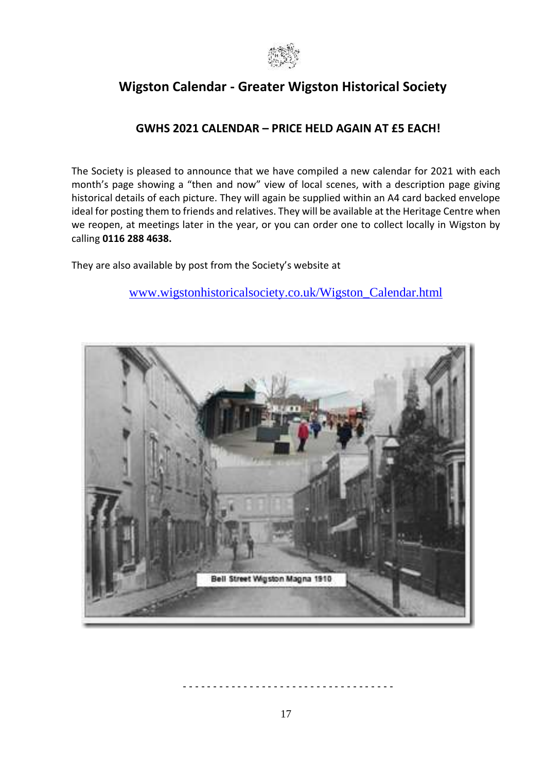## Wigston Calendar - Greater Wigston Historical Society

### GWHS 2021 CALENDAR – PRICE HELD AGAIN AT £5 EACH!

The Society is pleased to announce that we have compiled a new calendar for 2021 with each month's page showing a "then and now" view of local scenes, with a description page giving historical details of each picture. They will again be supplied within an A4 card backed envelope ideal for posting them to friends and relatives. They will be available at the Heritage Centre when we reopen, at meetings later in the year, or you can order one to collect locally in Wigston by calling **0116 288 4638.**

They are also available by post from the Society's website at

www.wigstonhistoricalsociety.co.uk/Wigston_Calendar.html

Bell Street Wigston Magna 1910

- - - - - - - - - - - - - - - - - - - - - - - - - - - - - - - - - -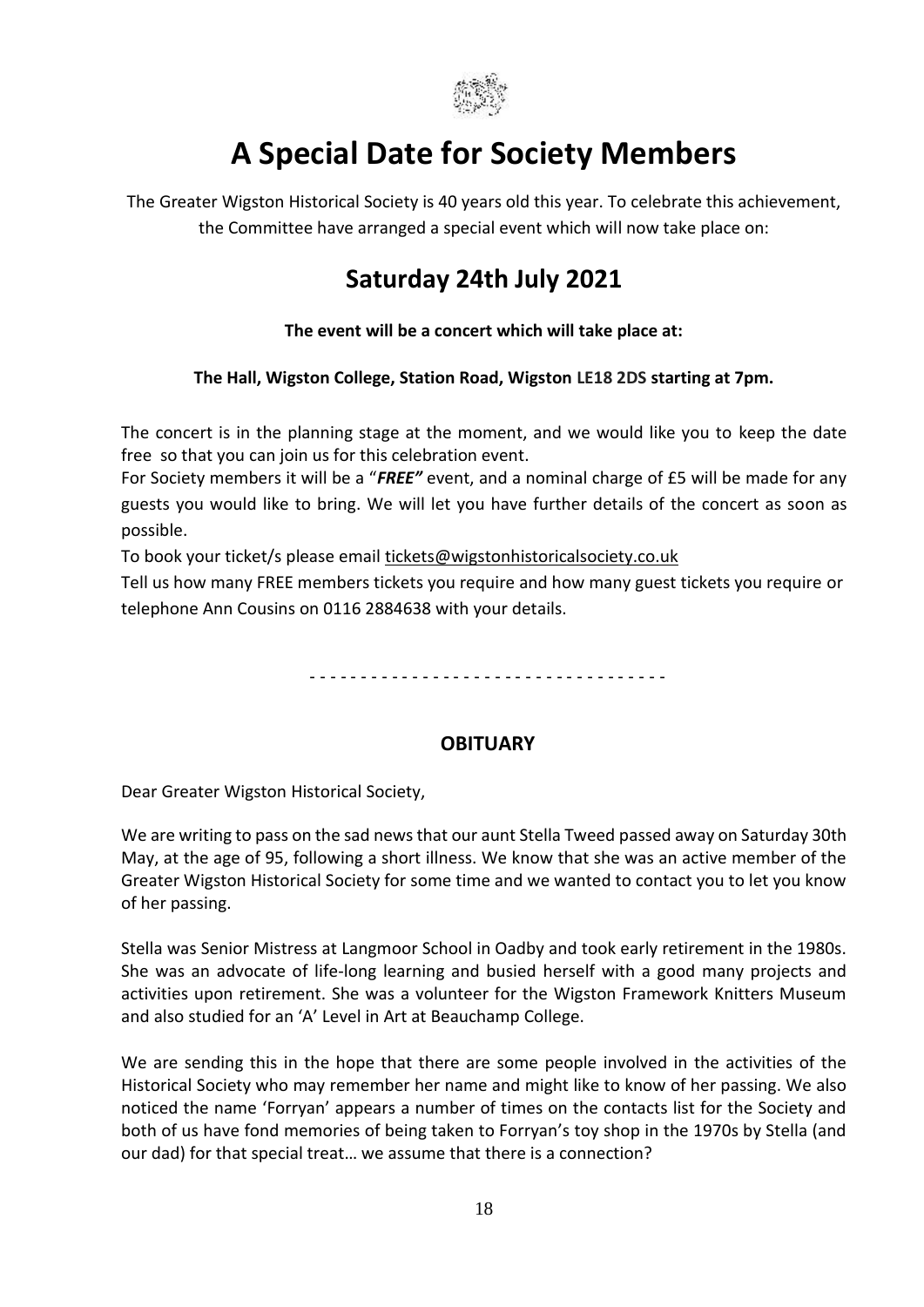# A Special Date for Society Members

The Greater Wigston Historical Society is 40 years old this year. To celebrate this achievement, the Committee have arranged a special event which will now take place on:

## Saturday 24th July 2021

**The event will be a concert which will take place at:**

**The Hall, Wigston College, Station Road, Wigston LE18 2DS starting at 7pm.**

The concert is in the planning stage at the moment, and we would like you to keep the date free so that you can join us for this celebration event.

For Society members it will be a "***FREE"*** event, and a nominal charge of £5 will be made for any guests you would like to bring. We will let you have further details of the concert as soon as possible.

To book your ticket/s please email tickets@wigstonhistoricalsociety.co.uk

Tell us how many FREE members tickets you require and how many guest tickets you require or telephone Ann Cousins on 0116 2884638 with your details.

- - - - - - - - - - - - - - - - - - - - - - - - - - - - - - - - - - -

### OBITUARY

Dear Greater Wigston Historical Society,

We are writing to pass on the sad news that our aunt Stella Tweed passed away on Saturday 30th May, at the age of 95, following a short illness. We know that she was an active member of the Greater Wigston Historical Society for some time and we wanted to contact you to let you know of her passing.

Stella was Senior Mistress at Langmoor School in Oadby and took early retirement in the 1980s. She was an advocate of life-long learning and busied herself with a good many projects and activities upon retirement. She was a volunteer for the Wigston Framework Knitters Museum and also studied for an 'A' Level in Art at Beauchamp College.

We are sending this in the hope that there are some people involved in the activities of the Historical Society who may remember her name and might like to know of her passing. We also noticed the name 'Forryan' appears a number of times on the contacts list for the Society and both of us have fond memories of being taken to Forryan's toy shop in the 1970s by Stella (and our dad) for that special treat… we assume that there is a connection?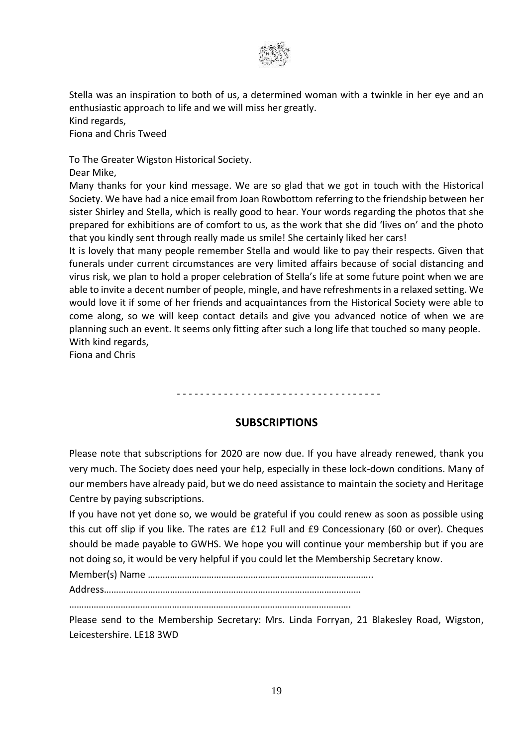Stella was an inspiration to both of us, a determined woman with a twinkle in her eye and an enthusiastic approach to life and we will miss her greatly.
Kind regards,
Fiona and Chris Tweed

To The Greater Wigston Historical Society.
Dear Mike,
Many thanks for your kind message. We are so glad that we got in touch with the Historical Society. We have had a nice email from Joan Rowbottom referring to the friendship between her sister Shirley and Stella, which is really good to hear. Your words regarding the photos that she prepared for exhibitions are of comfort to us, as the work that she did 'lives on' and the photo that you kindly sent through really made us smile! She certainly liked her cars!
It is lovely that many people remember Stella and would like to pay their respects. Given that funerals under current circumstances are very limited affairs because of social distancing and virus risk, we plan to hold a proper celebration of Stella's life at some future point when we are able to invite a decent number of people, mingle, and have refreshments in a relaxed setting. We would love it if some of her friends and acquaintances from the Historical Society were able to come along, so we will keep contact details and give you advanced notice of when we are planning such an event. It seems only fitting after such a long life that touched so many people.
With kind regards,
Fiona and Chris

- - - - - - - - - - - - - - - - - - - - - - - - - - - - - - - - - - -

## SUBSCRIPTIONS

Please note that subscriptions for 2020 are now due. If you have already renewed, thank you very much. The Society does need your help, especially in these lock-down conditions. Many of our members have already paid, but we do need assistance to maintain the society and Heritage Centre by paying subscriptions.
If you have not yet done so, we would be grateful if you could renew as soon as possible using this cut off slip if you like. The rates are £12 Full and £9 Concessionary (60 or over). Cheques should be made payable to GWHS. We hope you will continue your membership but if you are not doing so, it would be very helpful if you could let the Membership Secretary know.

Member(s) Name ………………………………………………………………………………..

Address……………………………………………………………………………………………

……………………………………………………………………………………………………….

Please send to the Membership Secretary: Mrs. Linda Forryan, 21 Blakesley Road, Wigston, Leicestershire. LE18 3WD